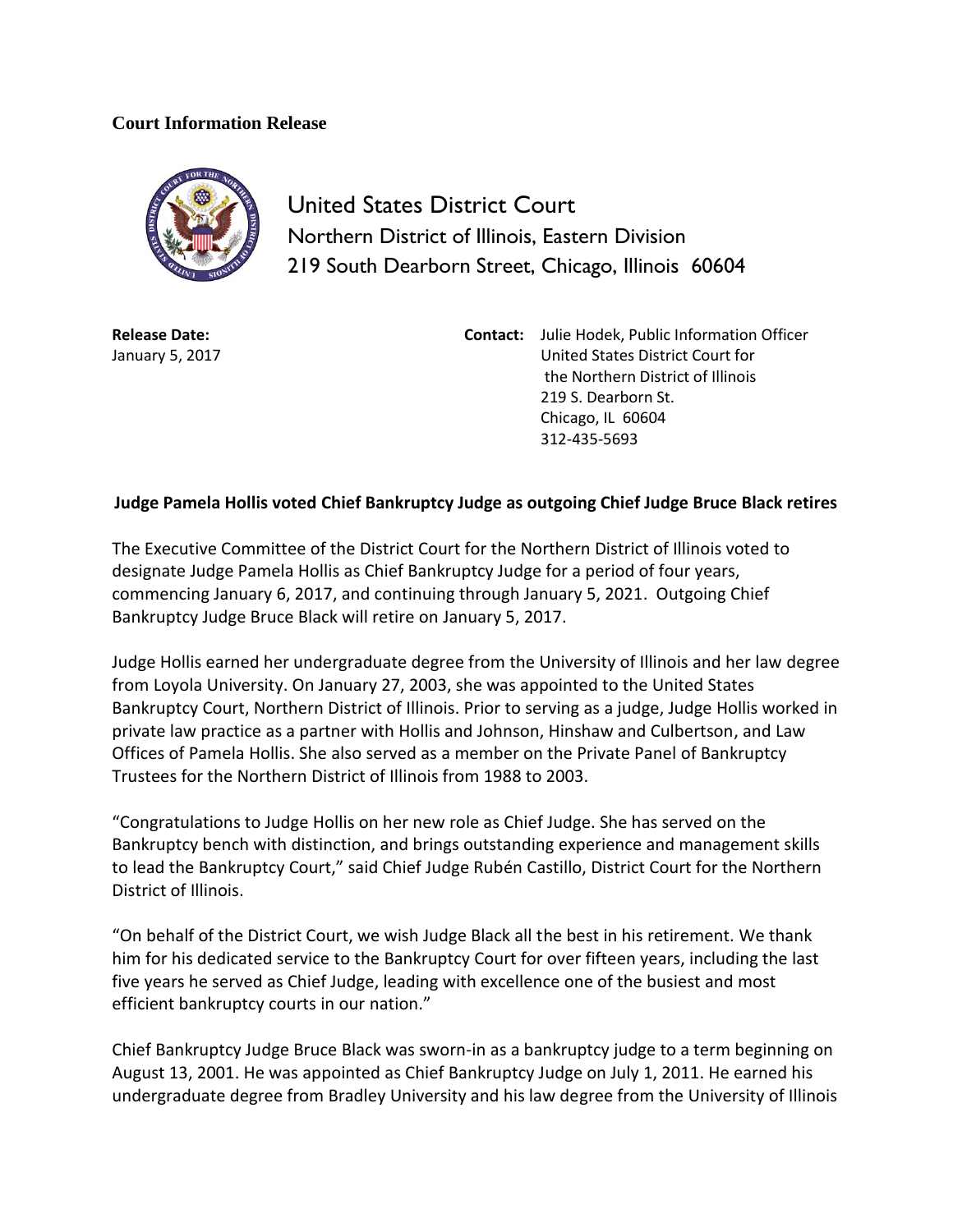**Court Information Release**

United States District Court
Northern District of Illinois, Eastern Division
219 South Dearborn Street, Chicago, Illinois 60604

**Release Date:**
January 5, 2017

**Contact:** Julie Hodek, Public Information Officer
United States District Court for
the Northern District of Illinois
219 S. Dearborn St.
Chicago, IL 60604
312-435-5693

**Judge Pamela Hollis voted Chief Bankruptcy Judge as outgoing Chief Judge Bruce Black retires**

The Executive Committee of the District Court for the Northern District of Illinois voted to designate Judge Pamela Hollis as Chief Bankruptcy Judge for a period of four years, commencing January 6, 2017, and continuing through January 5, 2021. Outgoing Chief Bankruptcy Judge Bruce Black will retire on January 5, 2017.

Judge Hollis earned her undergraduate degree from the University of Illinois and her law degree from Loyola University. On January 27, 2003, she was appointed to the United States Bankruptcy Court, Northern District of Illinois. Prior to serving as a judge, Judge Hollis worked in private law practice as a partner with Hollis and Johnson, Hinshaw and Culbertson, and Law Offices of Pamela Hollis. She also served as a member on the Private Panel of Bankruptcy Trustees for the Northern District of Illinois from 1988 to 2003.

"Congratulations to Judge Hollis on her new role as Chief Judge. She has served on the Bankruptcy bench with distinction, and brings outstanding experience and management skills to lead the Bankruptcy Court," said Chief Judge Rubén Castillo, District Court for the Northern District of Illinois.

"On behalf of the District Court, we wish Judge Black all the best in his retirement. We thank him for his dedicated service to the Bankruptcy Court for over fifteen years, including the last five years he served as Chief Judge, leading with excellence one of the busiest and most efficient bankruptcy courts in our nation."

Chief Bankruptcy Judge Bruce Black was sworn-in as a bankruptcy judge to a term beginning on August 13, 2001. He was appointed as Chief Bankruptcy Judge on July 1, 2011. He earned his undergraduate degree from Bradley University and his law degree from the University of Illinois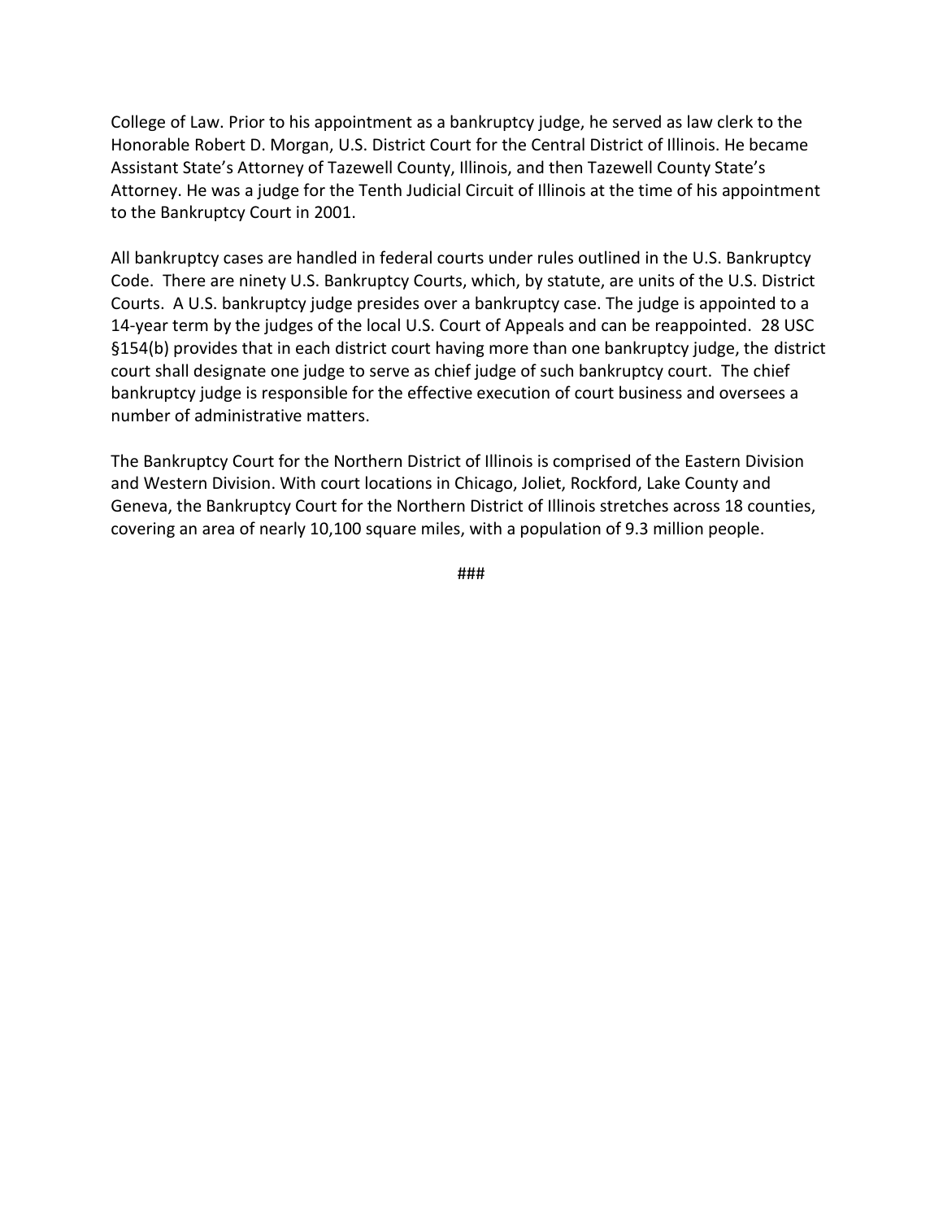College of Law. Prior to his appointment as a bankruptcy judge, he served as law clerk to the Honorable Robert D. Morgan, U.S. District Court for the Central District of Illinois. He became Assistant State's Attorney of Tazewell County, Illinois, and then Tazewell County State's Attorney. He was a judge for the Tenth Judicial Circuit of Illinois at the time of his appointment to the Bankruptcy Court in 2001.

All bankruptcy cases are handled in federal courts under rules outlined in the U.S. Bankruptcy Code. There are ninety U.S. Bankruptcy Courts, which, by statute, are units of the U.S. District Courts. A U.S. bankruptcy judge presides over a bankruptcy case. The judge is appointed to a 14-year term by the judges of the local U.S. Court of Appeals and can be reappointed. 28 USC §154(b) provides that in each district court having more than one bankruptcy judge, the district court shall designate one judge to serve as chief judge of such bankruptcy court. The chief bankruptcy judge is responsible for the effective execution of court business and oversees a number of administrative matters.

The Bankruptcy Court for the Northern District of Illinois is comprised of the Eastern Division and Western Division. With court locations in Chicago, Joliet, Rockford, Lake County and Geneva, the Bankruptcy Court for the Northern District of Illinois stretches across 18 counties, covering an area of nearly 10,100 square miles, with a population of 9.3 million people.

###